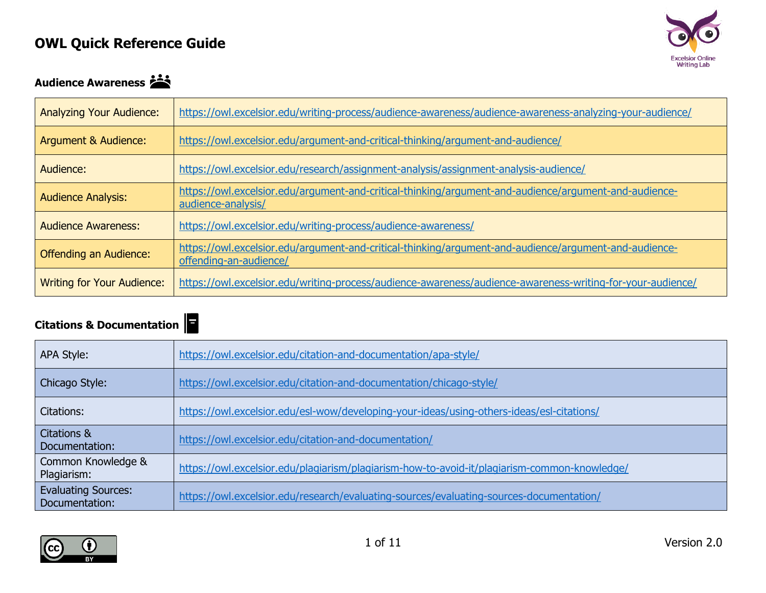# OWL Quick Reference Guide

Excelsior Online Writing Lab

## Audience Awareness

| | |
|---|---|
| Analyzing Your Audience: | https://owl.excelsior.edu/writing-process/audience-awareness/audience-awareness-analyzing-your-audience/ |
| Argument & Audience: | https://owl.excelsior.edu/argument-and-critical-thinking/argument-and-audience/ |
| Audience: | https://owl.excelsior.edu/research/assignment-analysis/assignment-analysis-audience/ |
| Audience Analysis: | https://owl.excelsior.edu/argument-and-critical-thinking/argument-and-audience/argument-and-audience-audience-analysis/ |
| Audience Awareness: | https://owl.excelsior.edu/writing-process/audience-awareness/ |
| Offending an Audience: | https://owl.excelsior.edu/argument-and-critical-thinking/argument-and-audience/argument-and-audience-offending-an-audience/ |
| Writing for Your Audience: | https://owl.excelsior.edu/writing-process/audience-awareness/audience-awareness-writing-for-your-audience/ |

## Citations & Documentation

| | |
|---|---|
| APA Style: | https://owl.excelsior.edu/citation-and-documentation/apa-style/ |
| Chicago Style: | https://owl.excelsior.edu/citation-and-documentation/chicago-style/ |
| Citations: | https://owl.excelsior.edu/esl-wow/developing-your-ideas/using-others-ideas/esl-citations/ |
| Citations & Documentation: | https://owl.excelsior.edu/citation-and-documentation/ |
| Common Knowledge & Plagiarism: | https://owl.excelsior.edu/plagiarism/plagiarism-how-to-avoid-it/plagiarism-common-knowledge/ |
| Evaluating Sources: Documentation: | https://owl.excelsior.edu/research/evaluating-sources/evaluating-sources-documentation/ |

Version 2.0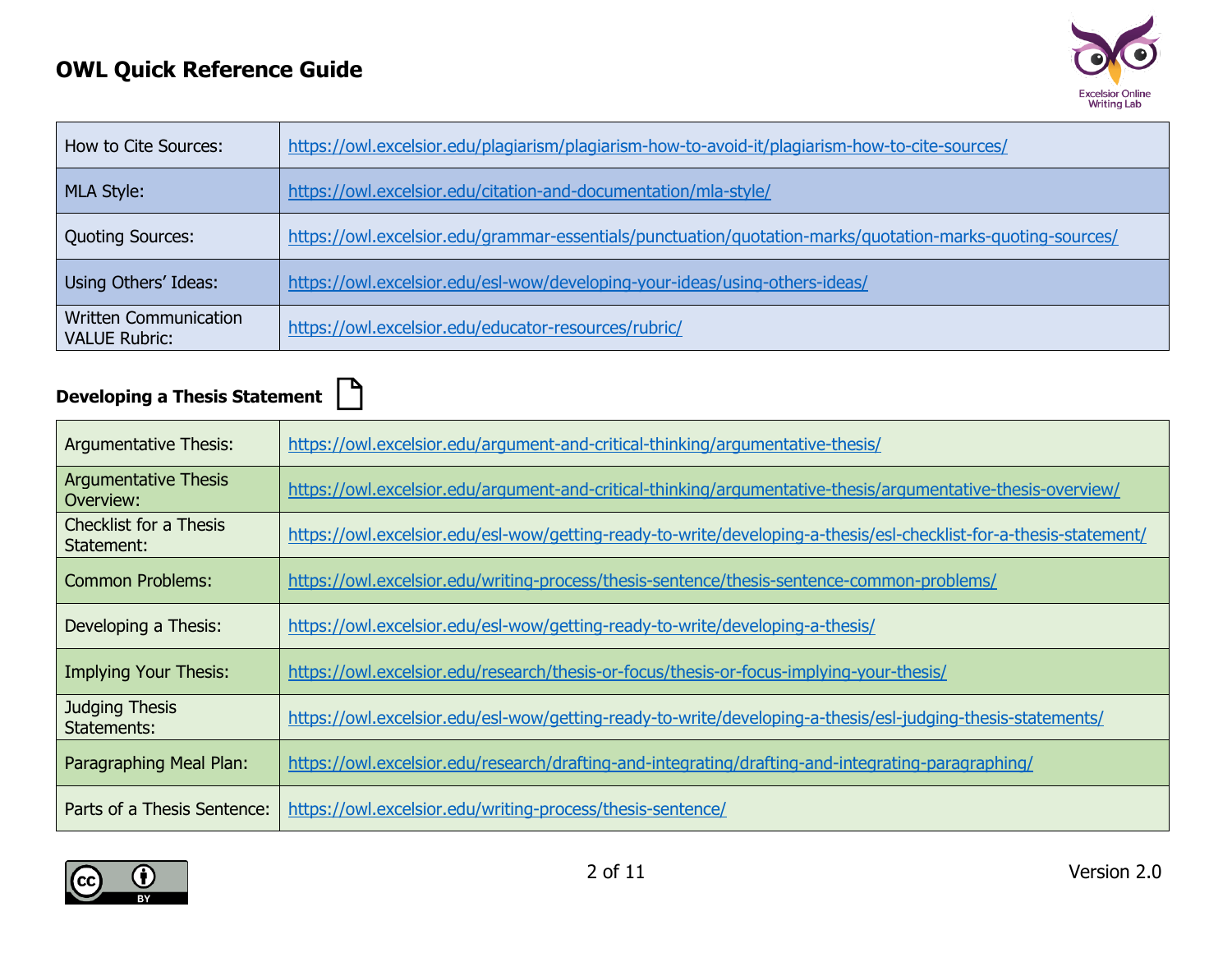| How to Cite Sources: | https://owl.excelsior.edu/plagiarism/plagiarism-how-to-avoid-it/plagiarism-how-to-cite-sources/ |
|---|---|
| MLA Style: | https://owl.excelsior.edu/citation-and-documentation/mla-style/ |
| Quoting Sources: | https://owl.excelsior.edu/grammar-essentials/punctuation/quotation-marks/quotation-marks-quoting-sources/ |
| Using Others' Ideas: | https://owl.excelsior.edu/esl-wow/developing-your-ideas/using-others-ideas/ |
| Written Communication VALUE Rubric: | https://owl.excelsior.edu/educator-resources/rubric/ |

### Developing a Thesis Statement

| Argumentative Thesis: | https://owl.excelsior.edu/argument-and-critical-thinking/argumentative-thesis/ |
|---|---|
| Argumentative Thesis Overview: | https://owl.excelsior.edu/argument-and-critical-thinking/argumentative-thesis/argumentative-thesis-overview/ |
| Checklist for a Thesis Statement: | https://owl.excelsior.edu/esl-wow/getting-ready-to-write/developing-a-thesis/esl-checklist-for-a-thesis-statement/ |
| Common Problems: | https://owl.excelsior.edu/writing-process/thesis-sentence/thesis-sentence-common-problems/ |
| Developing a Thesis: | https://owl.excelsior.edu/esl-wow/getting-ready-to-write/developing-a-thesis/ |
| Implying Your Thesis: | https://owl.excelsior.edu/research/thesis-or-focus/thesis-or-focus-implying-your-thesis/ |
| Judging Thesis Statements: | https://owl.excelsior.edu/esl-wow/getting-ready-to-write/developing-a-thesis/esl-judging-thesis-statements/ |
| Paragraphing Meal Plan: | https://owl.excelsior.edu/research/drafting-and-integrating/drafting-and-integrating-paragraphing/ |
| Parts of a Thesis Sentence: | https://owl.excelsior.edu/writing-process/thesis-sentence/ |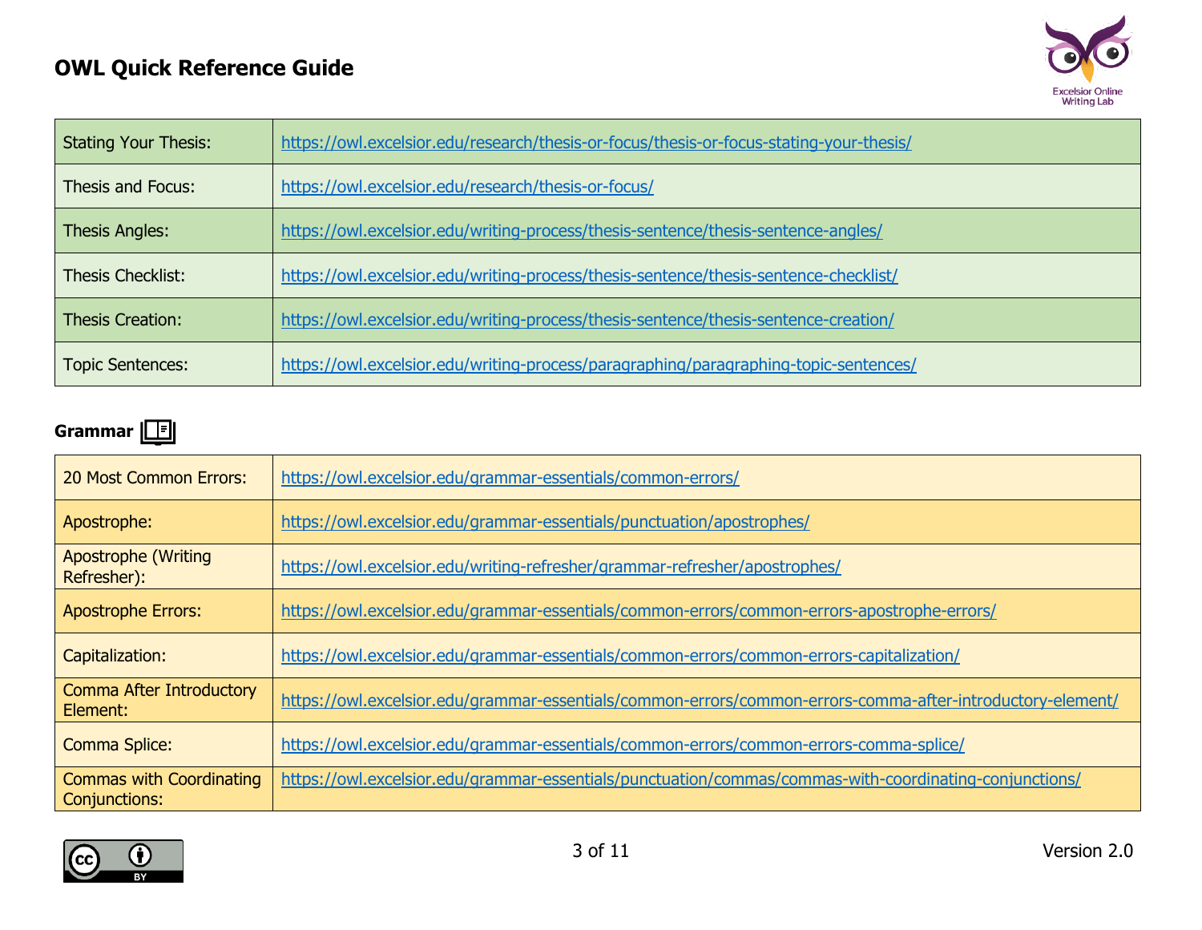| | |
|---|---|
| Stating Your Thesis: | https://owl.excelsior.edu/research/thesis-or-focus/thesis-or-focus-stating-your-thesis/ |
| Thesis and Focus: | https://owl.excelsior.edu/research/thesis-or-focus/ |
| Thesis Angles: | https://owl.excelsior.edu/writing-process/thesis-sentence/thesis-sentence-angles/ |
| Thesis Checklist: | https://owl.excelsior.edu/writing-process/thesis-sentence/thesis-sentence-checklist/ |
| Thesis Creation: | https://owl.excelsior.edu/writing-process/thesis-sentence/thesis-sentence-creation/ |
| Topic Sentences: | https://owl.excelsior.edu/writing-process/paragraphing/paragraphing-topic-sentences/ |

### Grammar

| | |
|---|---|
| 20 Most Common Errors: | https://owl.excelsior.edu/grammar-essentials/common-errors/ |
| Apostrophe: | https://owl.excelsior.edu/grammar-essentials/punctuation/apostrophes/ |
| Apostrophe (Writing Refresher): | https://owl.excelsior.edu/writing-refresher/grammar-refresher/apostrophes/ |
| Apostrophe Errors: | https://owl.excelsior.edu/grammar-essentials/common-errors/common-errors-apostrophe-errors/ |
| Capitalization: | https://owl.excelsior.edu/grammar-essentials/common-errors/common-errors-capitalization/ |
| Comma After Introductory Element: | https://owl.excelsior.edu/grammar-essentials/common-errors/common-errors-comma-after-introductory-element/ |
| Comma Splice: | https://owl.excelsior.edu/grammar-essentials/common-errors/common-errors-comma-splice/ |
| Commas with Coordinating Conjunctions: | https://owl.excelsior.edu/grammar-essentials/punctuation/commas/commas-with-coordinating-conjunctions/ |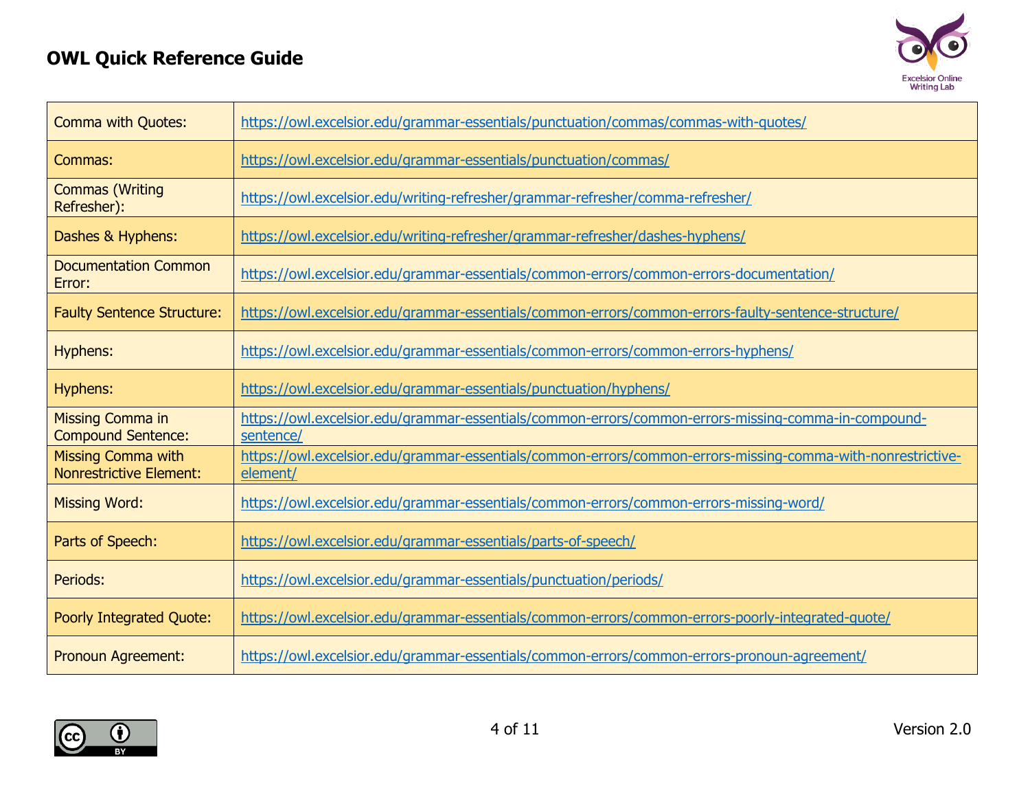# OWL Quick Reference Guide

| | |
|---|---|
| Comma with Quotes: | https://owl.excelsior.edu/grammar-essentials/punctuation/commas/commas-with-quotes/ |
| Commas: | https://owl.excelsior.edu/grammar-essentials/punctuation/commas/ |
| Commas (Writing Refresher): | https://owl.excelsior.edu/writing-refresher/grammar-refresher/comma-refresher/ |
| Dashes & Hyphens: | https://owl.excelsior.edu/writing-refresher/grammar-refresher/dashes-hyphens/ |
| Documentation Common Error: | https://owl.excelsior.edu/grammar-essentials/common-errors/common-errors-documentation/ |
| Faulty Sentence Structure: | https://owl.excelsior.edu/grammar-essentials/common-errors/common-errors-faulty-sentence-structure/ |
| Hyphens: | https://owl.excelsior.edu/grammar-essentials/common-errors/common-errors-hyphens/ |
| Hyphens: | https://owl.excelsior.edu/grammar-essentials/punctuation/hyphens/ |
| Missing Comma in Compound Sentence: | https://owl.excelsior.edu/grammar-essentials/common-errors/common-errors-missing-comma-in-compound-sentence/ |
| Missing Comma with Nonrestrictive Element: | https://owl.excelsior.edu/grammar-essentials/common-errors/common-errors-missing-comma-with-nonrestrictive-element/ |
| Missing Word: | https://owl.excelsior.edu/grammar-essentials/common-errors/common-errors-missing-word/ |
| Parts of Speech: | https://owl.excelsior.edu/grammar-essentials/parts-of-speech/ |
| Periods: | https://owl.excelsior.edu/grammar-essentials/punctuation/periods/ |
| Poorly Integrated Quote: | https://owl.excelsior.edu/grammar-essentials/common-errors/common-errors-poorly-integrated-quote/ |
| Pronoun Agreement: | https://owl.excelsior.edu/grammar-essentials/common-errors/common-errors-pronoun-agreement/ |

Version 2.0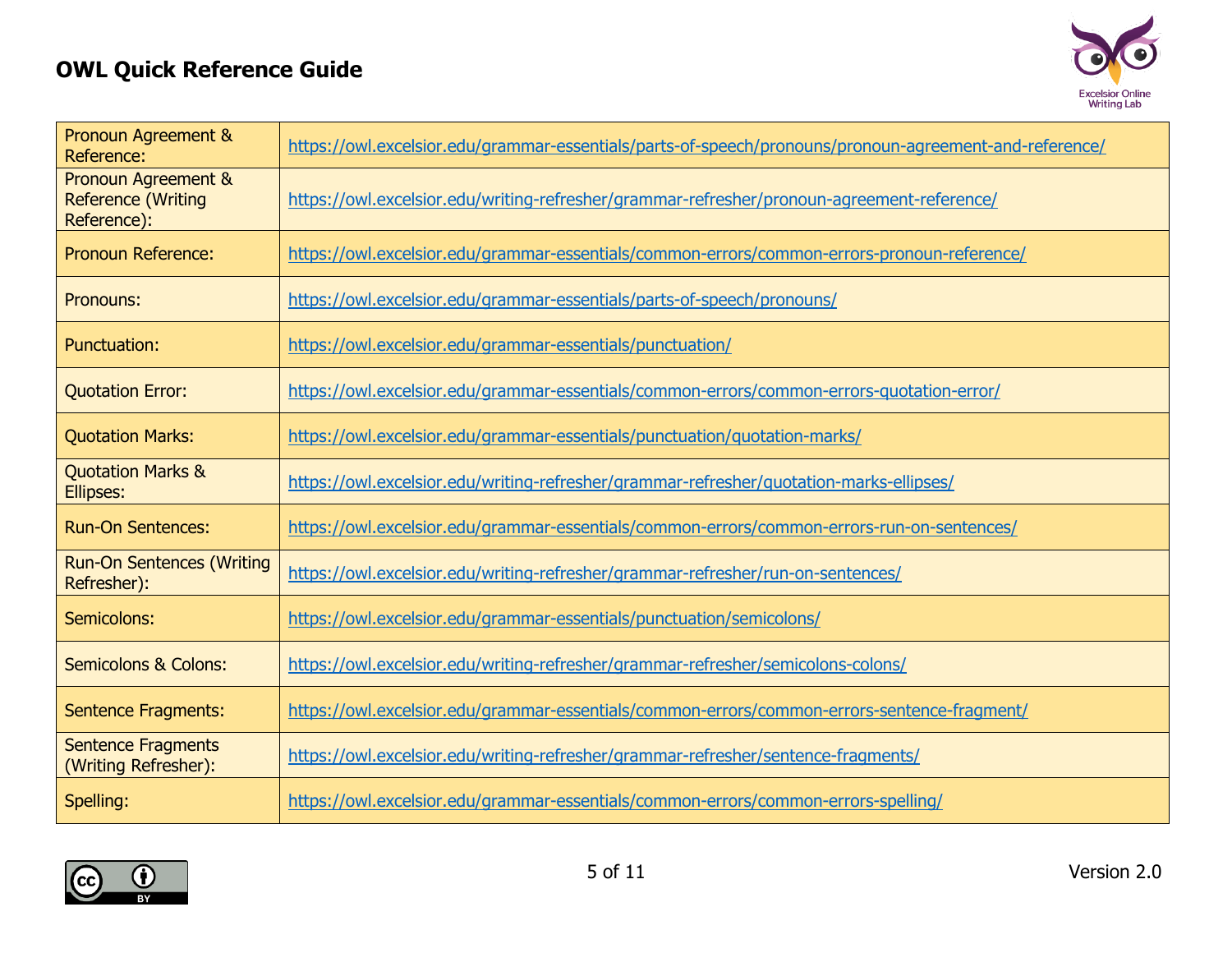# OWL Quick Reference Guide

| | |
|---|---|
| Pronoun Agreement & Reference: | https://owl.excelsior.edu/grammar-essentials/parts-of-speech/pronouns/pronoun-agreement-and-reference/ |
| Pronoun Agreement & Reference (Writing Reference): | https://owl.excelsior.edu/writing-refresher/grammar-refresher/pronoun-agreement-reference/ |
| Pronoun Reference: | https://owl.excelsior.edu/grammar-essentials/common-errors/common-errors-pronoun-reference/ |
| Pronouns: | https://owl.excelsior.edu/grammar-essentials/parts-of-speech/pronouns/ |
| Punctuation: | https://owl.excelsior.edu/grammar-essentials/punctuation/ |
| Quotation Error: | https://owl.excelsior.edu/grammar-essentials/common-errors/common-errors-quotation-error/ |
| Quotation Marks: | https://owl.excelsior.edu/grammar-essentials/punctuation/quotation-marks/ |
| Quotation Marks & Ellipses: | https://owl.excelsior.edu/writing-refresher/grammar-refresher/quotation-marks-ellipses/ |
| Run-On Sentences: | https://owl.excelsior.edu/grammar-essentials/common-errors/common-errors-run-on-sentences/ |
| Run-On Sentences (Writing Refresher): | https://owl.excelsior.edu/writing-refresher/grammar-refresher/run-on-sentences/ |
| Semicolons: | https://owl.excelsior.edu/grammar-essentials/punctuation/semicolons/ |
| Semicolons & Colons: | https://owl.excelsior.edu/writing-refresher/grammar-refresher/semicolons-colons/ |
| Sentence Fragments: | https://owl.excelsior.edu/grammar-essentials/common-errors/common-errors-sentence-fragment/ |
| Sentence Fragments (Writing Refresher): | https://owl.excelsior.edu/writing-refresher/grammar-refresher/sentence-fragments/ |
| Spelling: | https://owl.excelsior.edu/grammar-essentials/common-errors/common-errors-spelling/ |

Version 2.0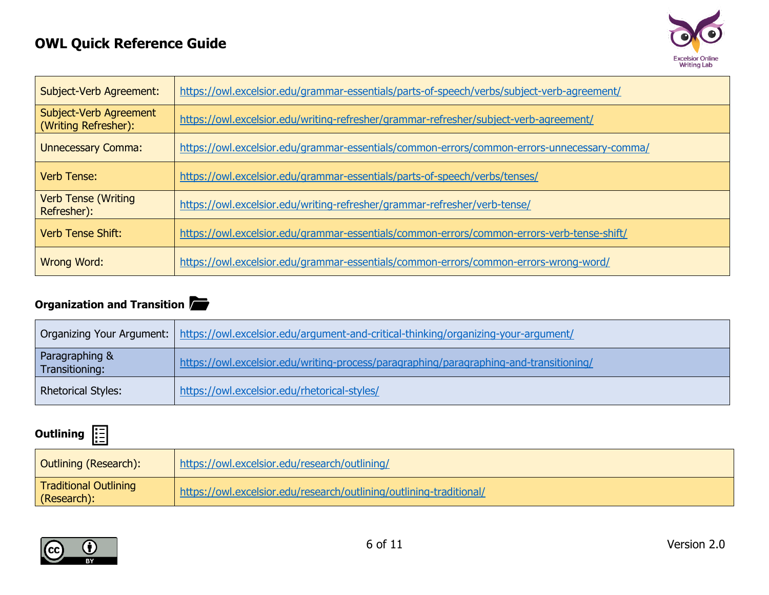| | |
|---|---|
| Subject-Verb Agreement: | https://owl.excelsior.edu/grammar-essentials/parts-of-speech/verbs/subject-verb-agreement/ |
| Subject-Verb Agreement (Writing Refresher): | https://owl.excelsior.edu/writing-refresher/grammar-refresher/subject-verb-agreement/ |
| Unnecessary Comma: | https://owl.excelsior.edu/grammar-essentials/common-errors/common-errors-unnecessary-comma/ |
| Verb Tense: | https://owl.excelsior.edu/grammar-essentials/parts-of-speech/verbs/tenses/ |
| Verb Tense (Writing Refresher): | https://owl.excelsior.edu/writing-refresher/grammar-refresher/verb-tense/ |
| Verb Tense Shift: | https://owl.excelsior.edu/grammar-essentials/common-errors/common-errors-verb-tense-shift/ |
| Wrong Word: | https://owl.excelsior.edu/grammar-essentials/common-errors/common-errors-wrong-word/ |

### Organization and Transition

| | |
|---|---|
| Organizing Your Argument: | https://owl.excelsior.edu/argument-and-critical-thinking/organizing-your-argument/ |
| Paragraphing & Transitioning: | https://owl.excelsior.edu/writing-process/paragraphing/paragraphing-and-transitioning/ |
| Rhetorical Styles: | https://owl.excelsior.edu/rhetorical-styles/ |

### Outlining

| | |
|---|---|
| Outlining (Research): | https://owl.excelsior.edu/research/outlining/ |
| Traditional Outlining (Research): | https://owl.excelsior.edu/research/outlining/outlining-traditional/ |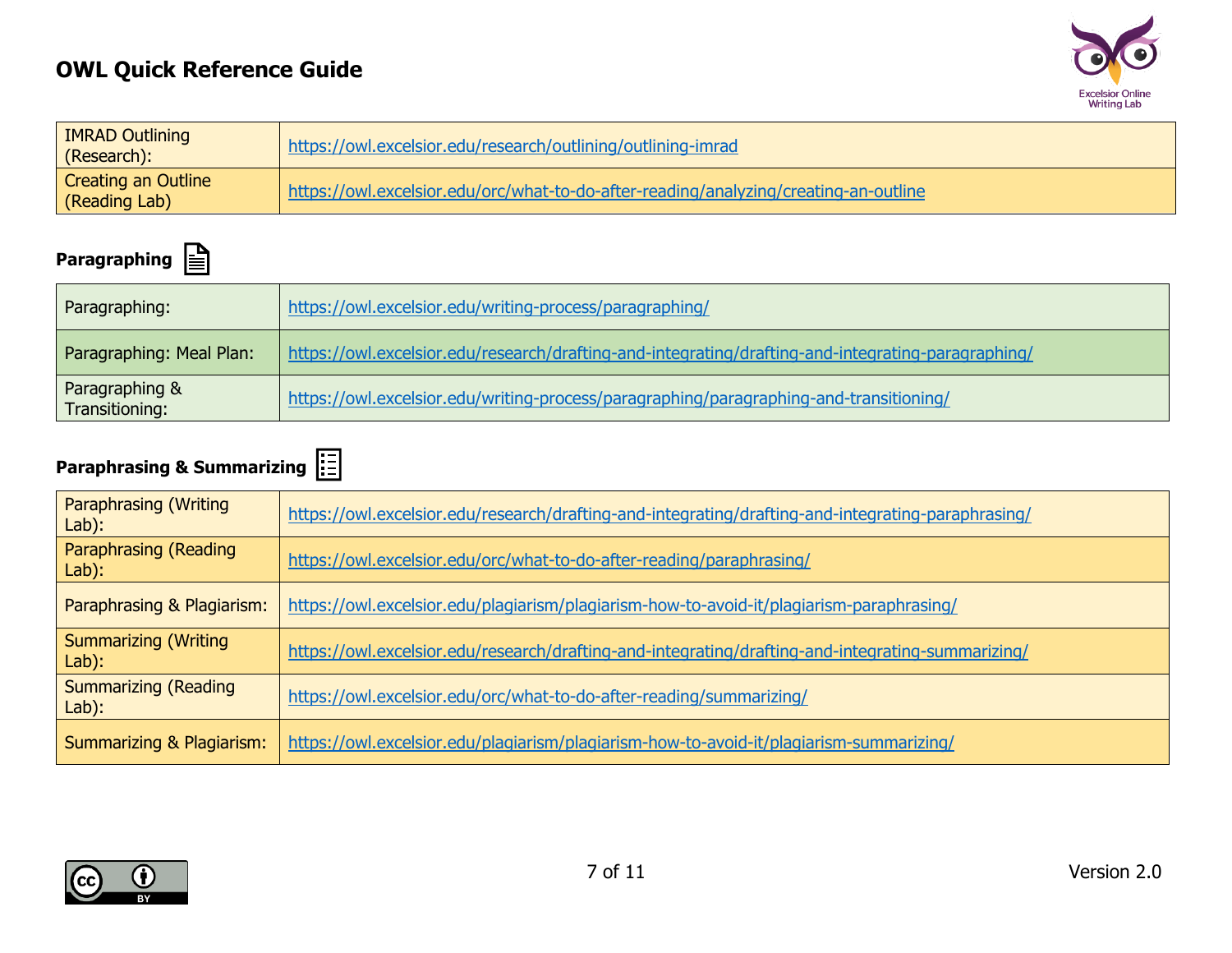# OWL Quick Reference Guide

| | |
|---|---|
| IMRAD Outlining (Research): | https://owl.excelsior.edu/research/outlining/outlining-imrad |
| Creating an Outline (Reading Lab) | https://owl.excelsior.edu/orc/what-to-do-after-reading/analyzing/creating-an-outline |

## Paragraphing

| | |
|---|---|
| Paragraphing: | https://owl.excelsior.edu/writing-process/paragraphing/ |
| Paragraphing: Meal Plan: | https://owl.excelsior.edu/research/drafting-and-integrating/drafting-and-integrating-paragraphing/ |
| Paragraphing & Transitioning: | https://owl.excelsior.edu/writing-process/paragraphing/paragraphing-and-transitioning/ |

## Paraphrasing & Summarizing

| | |
|---|---|
| Paraphrasing (Writing Lab): | https://owl.excelsior.edu/research/drafting-and-integrating/drafting-and-integrating-paraphrasing/ |
| Paraphrasing (Reading Lab): | https://owl.excelsior.edu/orc/what-to-do-after-reading/paraphrasing/ |
| Paraphrasing & Plagiarism: | https://owl.excelsior.edu/plagiarism/plagiarism-how-to-avoid-it/plagiarism-paraphrasing/ |
| Summarizing (Writing Lab): | https://owl.excelsior.edu/research/drafting-and-integrating/drafting-and-integrating-summarizing/ |
| Summarizing (Reading Lab): | https://owl.excelsior.edu/orc/what-to-do-after-reading/summarizing/ |
| Summarizing & Plagiarism: | https://owl.excelsior.edu/plagiarism/plagiarism-how-to-avoid-it/plagiarism-summarizing/ |

Version 2.0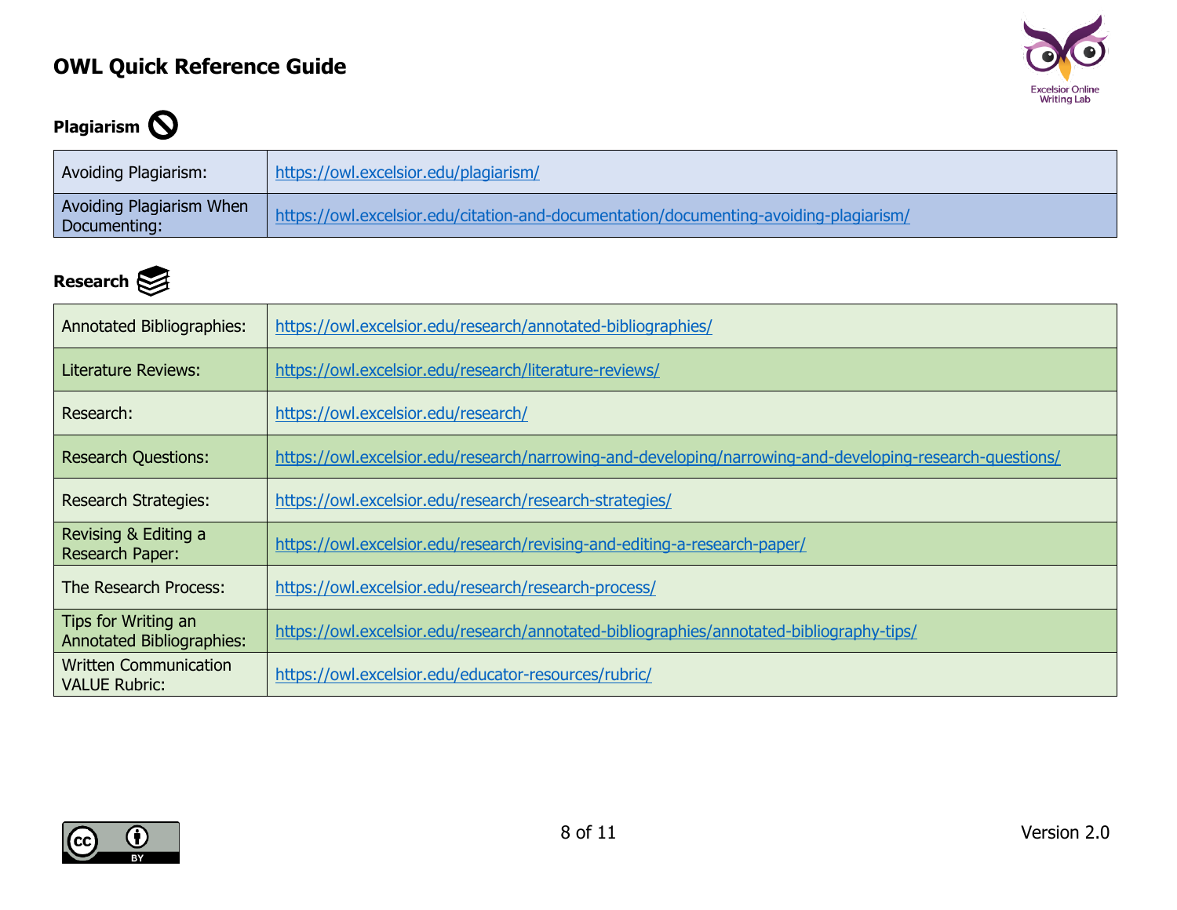# OWL Quick Reference Guide

## Plagiarism

| | |
|---|---|
| Avoiding Plagiarism: | https://owl.excelsior.edu/plagiarism/ |
| Avoiding Plagiarism When Documenting: | https://owl.excelsior.edu/citation-and-documentation/documenting-avoiding-plagiarism/ |

## Research

| | |
|---|---|
| Annotated Bibliographies: | https://owl.excelsior.edu/research/annotated-bibliographies/ |
| Literature Reviews: | https://owl.excelsior.edu/research/literature-reviews/ |
| Research: | https://owl.excelsior.edu/research/ |
| Research Questions: | https://owl.excelsior.edu/research/narrowing-and-developing/narrowing-and-developing-research-questions/ |
| Research Strategies: | https://owl.excelsior.edu/research/research-strategies/ |
| Revising & Editing a Research Paper: | https://owl.excelsior.edu/research/revising-and-editing-a-research-paper/ |
| The Research Process: | https://owl.excelsior.edu/research/research-process/ |
| Tips for Writing an Annotated Bibliographies: | https://owl.excelsior.edu/research/annotated-bibliographies/annotated-bibliography-tips/ |
| Written Communication VALUE Rubric: | https://owl.excelsior.edu/educator-resources/rubric/ |

Version 2.0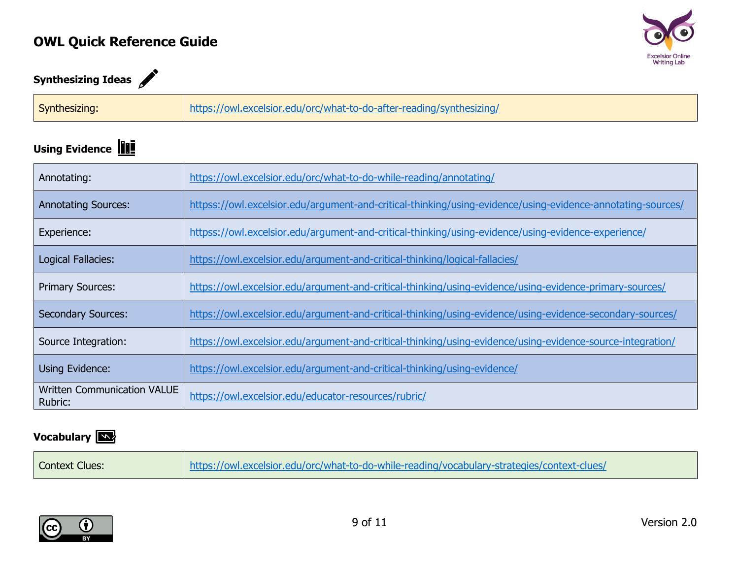# OWL Quick Reference Guide

## Synthesizing Ideas

| | |
|---|---|
| Synthesizing: | https://owl.excelsior.edu/orc/what-to-do-after-reading/synthesizing/ |

## Using Evidence

| | |
|---|---|
| Annotating: | https://owl.excelsior.edu/orc/what-to-do-while-reading/annotating/ |
| Annotating Sources: | httpss://owl.excelsior.edu/argument-and-critical-thinking/using-evidence/using-evidence-annotating-sources/ |
| Experience: | httpss://owl.excelsior.edu/argument-and-critical-thinking/using-evidence/using-evidence-experience/ |
| Logical Fallacies: | https://owl.excelsior.edu/argument-and-critical-thinking/logical-fallacies/ |
| Primary Sources: | https://owl.excelsior.edu/argument-and-critical-thinking/using-evidence/using-evidence-primary-sources/ |
| Secondary Sources: | https://owl.excelsior.edu/argument-and-critical-thinking/using-evidence/using-evidence-secondary-sources/ |
| Source Integration: | https://owl.excelsior.edu/argument-and-critical-thinking/using-evidence/using-evidence-source-integration/ |
| Using Evidence: | https://owl.excelsior.edu/argument-and-critical-thinking/using-evidence/ |
| Written Communication VALUE Rubric: | https://owl.excelsior.edu/educator-resources/rubric/ |

## Vocabulary

| | |
|---|---|
| Context Clues: | https://owl.excelsior.edu/orc/what-to-do-while-reading/vocabulary-strategies/context-clues/ |

Version 2.0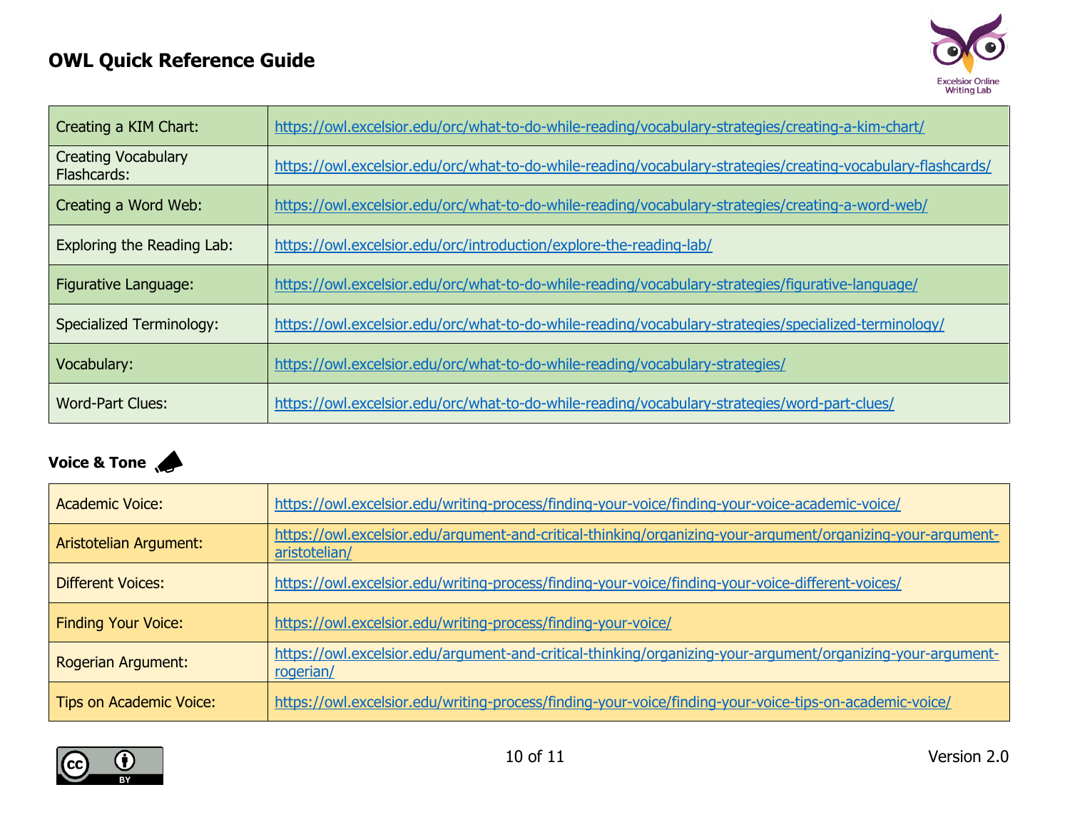| Creating a KIM Chart: | https://owl.excelsior.edu/orc/what-to-do-while-reading/vocabulary-strategies/creating-a-kim-chart/ |
|---|---|
| Creating Vocabulary Flashcards: | https://owl.excelsior.edu/orc/what-to-do-while-reading/vocabulary-strategies/creating-vocabulary-flashcards/ |
| Creating a Word Web: | https://owl.excelsior.edu/orc/what-to-do-while-reading/vocabulary-strategies/creating-a-word-web/ |
| Exploring the Reading Lab: | https://owl.excelsior.edu/orc/introduction/explore-the-reading-lab/ |
| Figurative Language: | https://owl.excelsior.edu/orc/what-to-do-while-reading/vocabulary-strategies/figurative-language/ |
| Specialized Terminology: | https://owl.excelsior.edu/orc/what-to-do-while-reading/vocabulary-strategies/specialized-terminology/ |
| Vocabulary: | https://owl.excelsior.edu/orc/what-to-do-while-reading/vocabulary-strategies/ |
| Word-Part Clues: | https://owl.excelsior.edu/orc/what-to-do-while-reading/vocabulary-strategies/word-part-clues/ |

**Voice & Tone**

| Academic Voice: | https://owl.excelsior.edu/writing-process/finding-your-voice/finding-your-voice-academic-voice/ |
|---|---|
| Aristotelian Argument: | https://owl.excelsior.edu/argument-and-critical-thinking/organizing-your-argument/organizing-your-argument-aristotelian/ |
| Different Voices: | https://owl.excelsior.edu/writing-process/finding-your-voice/finding-your-voice-different-voices/ |
| Finding Your Voice: | https://owl.excelsior.edu/writing-process/finding-your-voice/ |
| Rogerian Argument: | https://owl.excelsior.edu/argument-and-critical-thinking/organizing-your-argument/organizing-your-argument-rogerian/ |
| Tips on Academic Voice: | https://owl.excelsior.edu/writing-process/finding-your-voice/finding-your-voice-tips-on-academic-voice/ |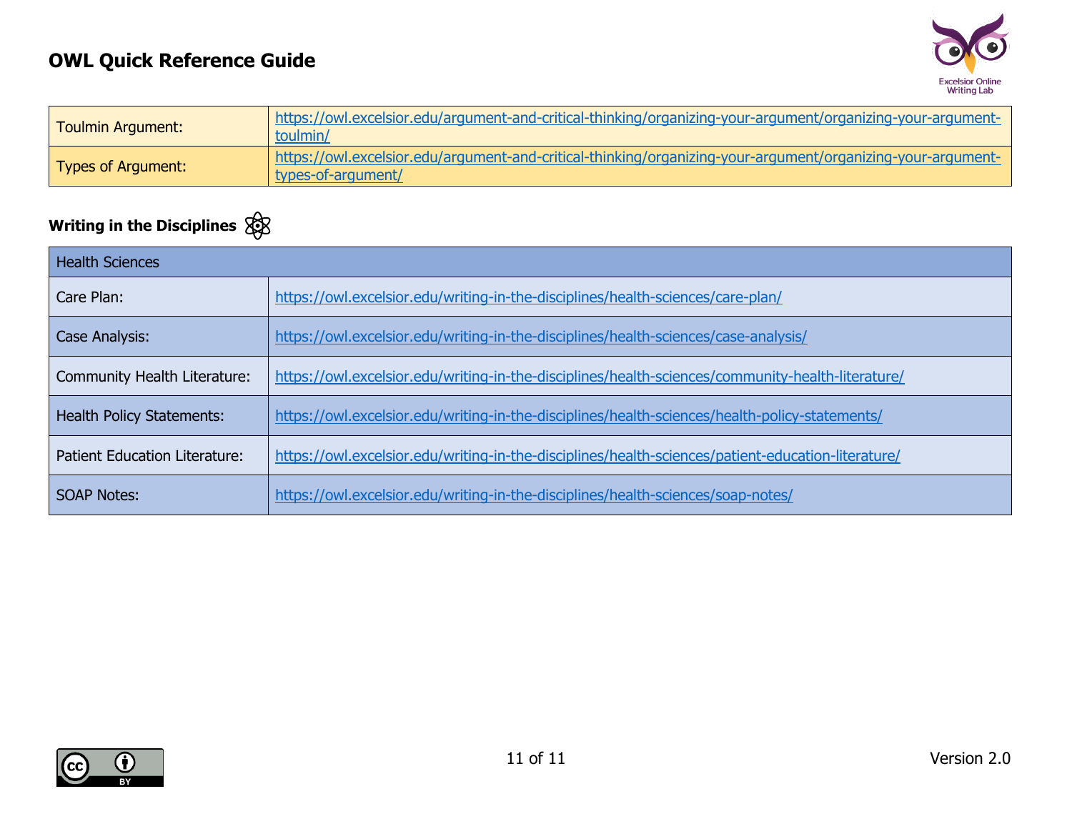| | |
|---|---|
| Toulmin Argument: | https://owl.excelsior.edu/argument-and-critical-thinking/organizing-your-argument/organizing-your-argument-toulmin/ |
| Types of Argument: | https://owl.excelsior.edu/argument-and-critical-thinking/organizing-your-argument/organizing-your-argument-types-of-argument/ |

**Writing in the Disciplines**

| Health Sciences | |
|---|---|
| Care Plan: | https://owl.excelsior.edu/writing-in-the-disciplines/health-sciences/care-plan/ |
| Case Analysis: | https://owl.excelsior.edu/writing-in-the-disciplines/health-sciences/case-analysis/ |
| Community Health Literature: | https://owl.excelsior.edu/writing-in-the-disciplines/health-sciences/community-health-literature/ |
| Health Policy Statements: | https://owl.excelsior.edu/writing-in-the-disciplines/health-sciences/health-policy-statements/ |
| Patient Education Literature: | https://owl.excelsior.edu/writing-in-the-disciplines/health-sciences/patient-education-literature/ |
| SOAP Notes: | https://owl.excelsior.edu/writing-in-the-disciplines/health-sciences/soap-notes/ |

Version 2.0